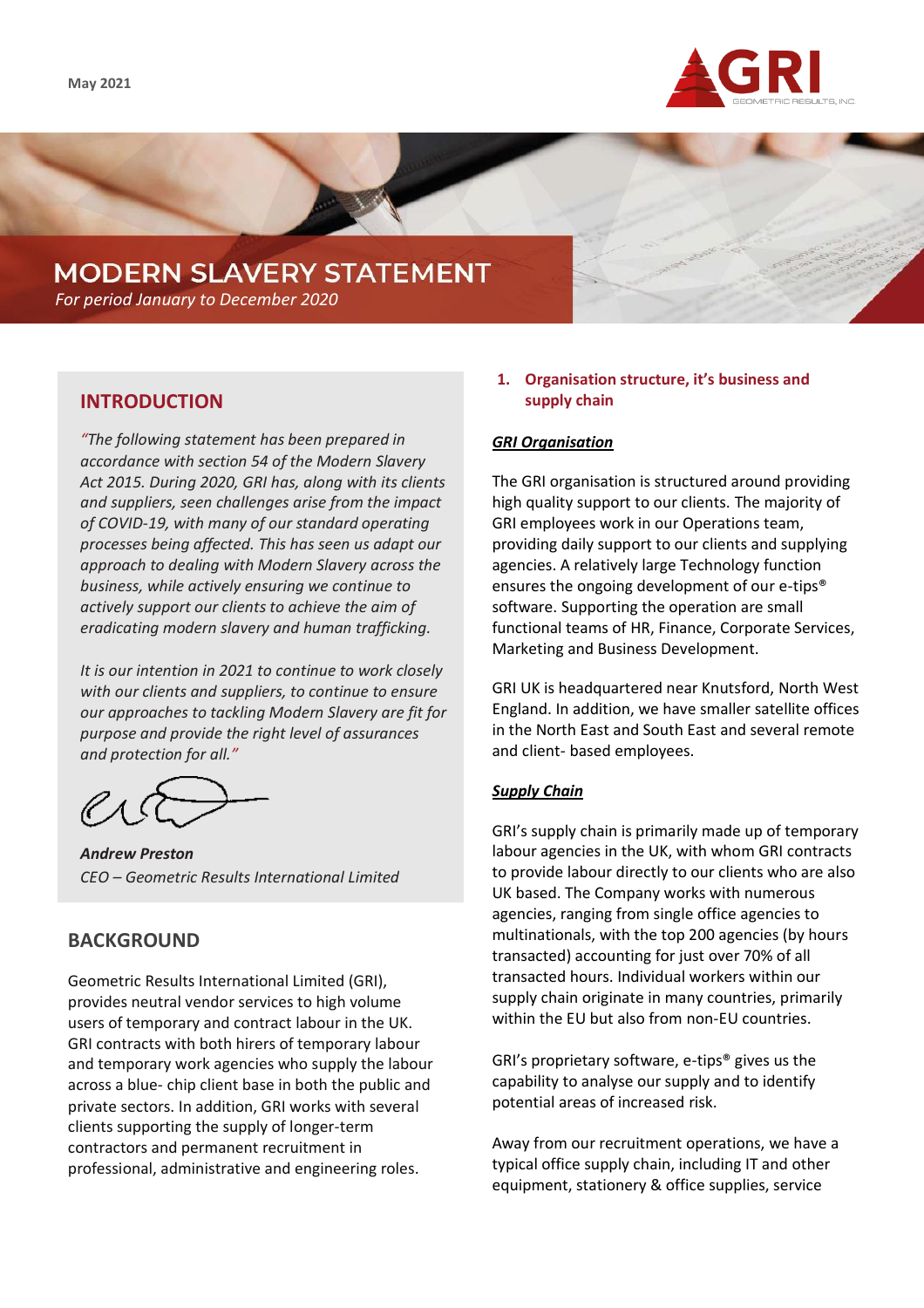May 2021

# MODERN SLAVERY STATEMENT

*For period January to December 2020*

## INTRODUCTION

*"The following statement has been prepared in accordance with section 54 of the Modern Slavery Act 2015. During 2020, GRI has, along with its clients and suppliers, seen challenges arise from the impact of COVID-19, with many of our standard operating processes being affected. This has seen us adapt our approach to dealing with Modern Slavery across the business, while actively ensuring we continue to actively support our clients to achieve the aim of eradicating modern slavery and human trafficking.*

*It is our intention in 2021 to continue to work closely with our clients and suppliers, to continue to ensure our approaches to tackling Modern Slavery are fit for purpose and provide the right level of assurances and protection for all."*

***Andrew Preston***
*CEO – Geometric Results International Limited*

## BACKGROUND

Geometric Results International Limited (GRI), provides neutral vendor services to high volume users of temporary and contract labour in the UK. GRI contracts with both hirers of temporary labour and temporary work agencies who supply the labour across a blue- chip client base in both the public and private sectors. In addition, GRI works with several clients supporting the supply of longer-term contractors and permanent recruitment in professional, administrative and engineering roles.

## 1. Organisation structure, it's business and supply chain

***GRI Organisation***

The GRI organisation is structured around providing high quality support to our clients. The majority of GRI employees work in our Operations team, providing daily support to our clients and supplying agencies. A relatively large Technology function ensures the ongoing development of our e-tips® software. Supporting the operation are small functional teams of HR, Finance, Corporate Services, Marketing and Business Development.

GRI UK is headquartered near Knutsford, North West England. In addition, we have smaller satellite offices in the North East and South East and several remote and client- based employees.

***Supply Chain***

GRI's supply chain is primarily made up of temporary labour agencies in the UK, with whom GRI contracts to provide labour directly to our clients who are also UK based. The Company works with numerous agencies, ranging from single office agencies to multinationals, with the top 200 agencies (by hours transacted) accounting for just over 70% of all transacted hours. Individual workers within our supply chain originate in many countries, primarily within the EU but also from non-EU countries.

GRI's proprietary software, e-tips® gives us the capability to analyse our supply and to identify potential areas of increased risk.

Away from our recruitment operations, we have a typical office supply chain, including IT and other equipment, stationery & office supplies, service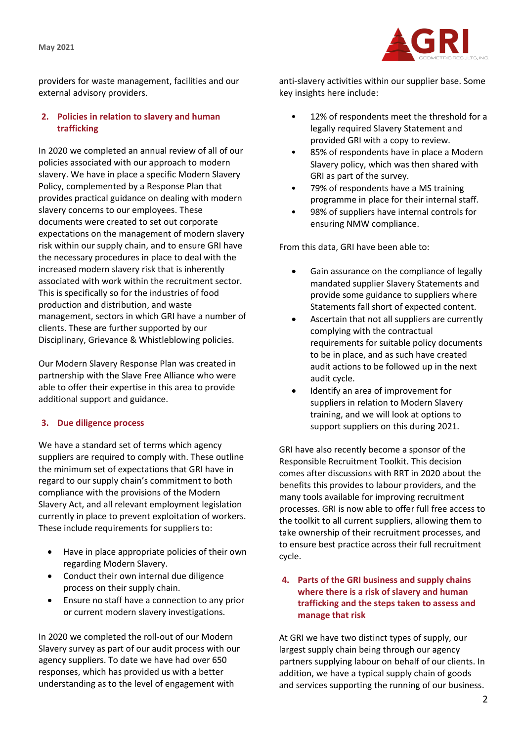providers for waste management, facilities and our external advisory providers.

## 2. Policies in relation to slavery and human trafficking

In 2020 we completed an annual review of all of our policies associated with our approach to modern slavery. We have in place a specific Modern Slavery Policy, complemented by a Response Plan that provides practical guidance on dealing with modern slavery concerns to our employees. These documents were created to set out corporate expectations on the management of modern slavery risk within our supply chain, and to ensure GRI have the necessary procedures in place to deal with the increased modern slavery risk that is inherently associated with work within the recruitment sector. This is specifically so for the industries of food production and distribution, and waste management, sectors in which GRI have a number of clients. These are further supported by our Disciplinary, Grievance & Whistleblowing policies.

Our Modern Slavery Response Plan was created in partnership with the Slave Free Alliance who were able to offer their expertise in this area to provide additional support and guidance.

## 3. Due diligence process

We have a standard set of terms which agency suppliers are required to comply with. These outline the minimum set of expectations that GRI have in regard to our supply chain's commitment to both compliance with the provisions of the Modern Slavery Act, and all relevant employment legislation currently in place to prevent exploitation of workers. These include requirements for suppliers to:

- Have in place appropriate policies of their own regarding Modern Slavery.
- Conduct their own internal due diligence process on their supply chain.
- Ensure no staff have a connection to any prior or current modern slavery investigations.

In 2020 we completed the roll-out of our Modern Slavery survey as part of our audit process with our agency suppliers. To date we have had over 650 responses, which has provided us with a better understanding as to the level of engagement with anti-slavery activities within our supplier base. Some key insights here include:

- 12% of respondents meet the threshold for a legally required Slavery Statement and provided GRI with a copy to review.
- 85% of respondents have in place a Modern Slavery policy, which was then shared with GRI as part of the survey.
- 79% of respondents have a MS training programme in place for their internal staff.
- 98% of suppliers have internal controls for ensuring NMW compliance.

From this data, GRI have been able to:

- Gain assurance on the compliance of legally mandated supplier Slavery Statements and provide some guidance to suppliers where Statements fall short of expected content.
- Ascertain that not all suppliers are currently complying with the contractual requirements for suitable policy documents to be in place, and as such have created audit actions to be followed up in the next audit cycle.
- Identify an area of improvement for suppliers in relation to Modern Slavery training, and we will look at options to support suppliers on this during 2021.

GRI have also recently become a sponsor of the Responsible Recruitment Toolkit. This decision comes after discussions with RRT in 2020 about the benefits this provides to labour providers, and the many tools available for improving recruitment processes. GRI is now able to offer full free access to the toolkit to all current suppliers, allowing them to take ownership of their recruitment processes, and to ensure best practice across their full recruitment cycle.

## 4. Parts of the GRI business and supply chains where there is a risk of slavery and human trafficking and the steps taken to assess and manage that risk

At GRI we have two distinct types of supply, our largest supply chain being through our agency partners supplying labour on behalf of our clients. In addition, we have a typical supply chain of goods and services supporting the running of our business.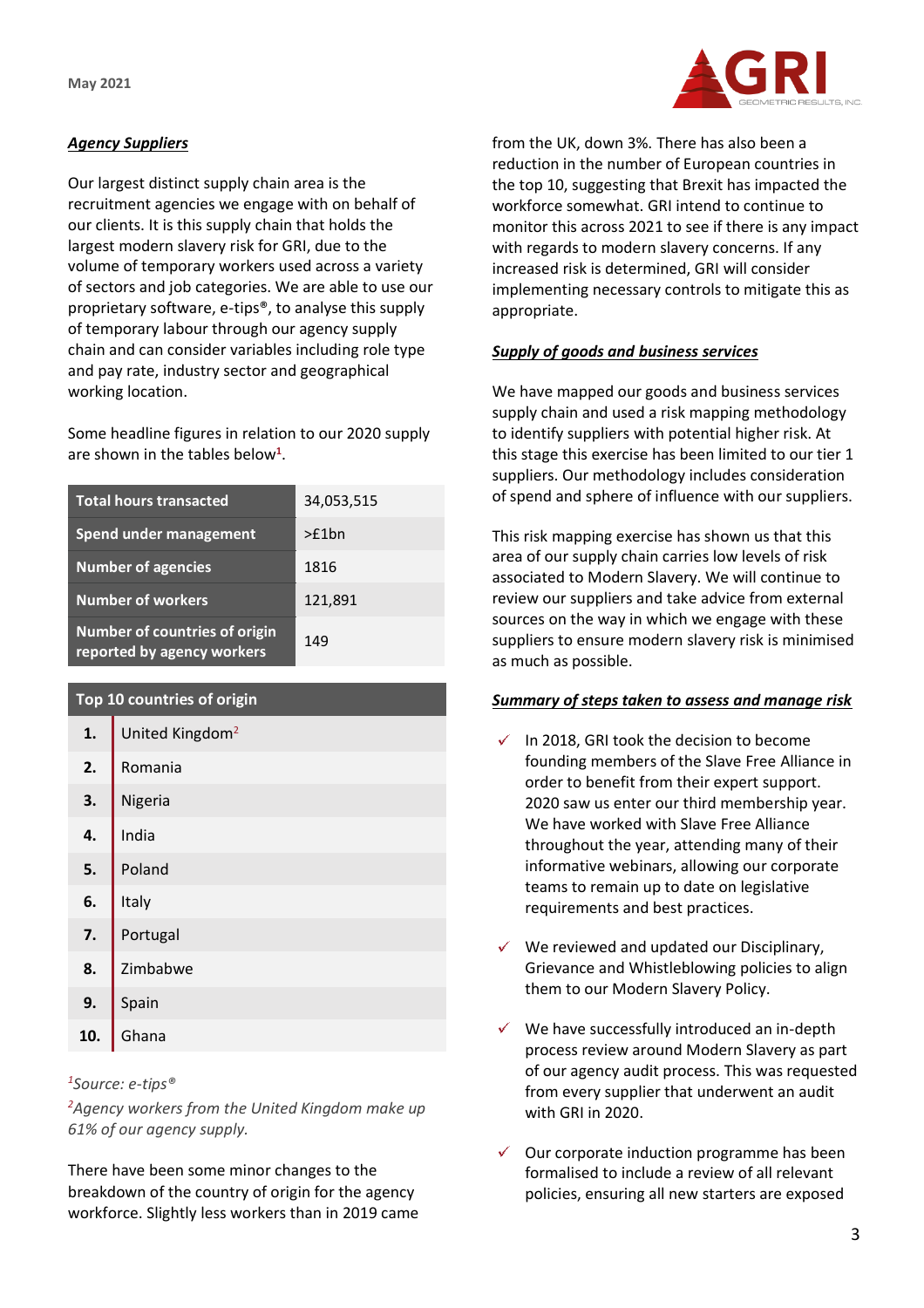### *Agency Suppliers*

Our largest distinct supply chain area is the recruitment agencies we engage with on behalf of our clients. It is this supply chain that holds the largest modern slavery risk for GRI, due to the volume of temporary workers used across a variety of sectors and job categories. We are able to use our proprietary software, e-tips®, to analyse this supply of temporary labour through our agency supply chain and can consider variables including role type and pay rate, industry sector and geographical working location.

Some headline figures in relation to our 2020 supply are shown in the tables below[1].

| | |
|---|---|
| **Total hours transacted** | 34,053,515 |
| **Spend under management** | >£1bn |
| **Number of agencies** | 1816 |
| **Number of workers** | 121,891 |
| **Number of countries of origin reported by agency workers** | 149 |

| | **Top 10 countries of origin** |
|---|---|
| **1.** | United Kingdom[2] |
| **2.** | Romania |
| **3.** | Nigeria |
| **4.** | India |
| **5.** | Poland |
| **6.** | Italy |
| **7.** | Portugal |
| **8.** | Zimbabwe |
| **9.** | Spain |
| **10.** | Ghana |

*[1]Source: e-tips®*

*[2]Agency workers from the United Kingdom make up 61% of our agency supply.*

There have been some minor changes to the breakdown of the country of origin for the agency workforce. Slightly less workers than in 2019 came from the UK, down 3%. There has also been a reduction in the number of European countries in the top 10, suggesting that Brexit has impacted the workforce somewhat. GRI intend to continue to monitor this across 2021 to see if there is any impact with regards to modern slavery concerns. If any increased risk is determined, GRI will consider implementing necessary controls to mitigate this as appropriate.

### *Supply of goods and business services*

We have mapped our goods and business services supply chain and used a risk mapping methodology to identify suppliers with potential higher risk. At this stage this exercise has been limited to our tier 1 suppliers. Our methodology includes consideration of spend and sphere of influence with our suppliers.

This risk mapping exercise has shown us that this area of our supply chain carries low levels of risk associated to Modern Slavery. We will continue to review our suppliers and take advice from external sources on the way in which we engage with these suppliers to ensure modern slavery risk is minimised as much as possible.

### *Summary of steps taken to assess and manage risk*

- ✓ In 2018, GRI took the decision to become founding members of the Slave Free Alliance in order to benefit from their expert support. 2020 saw us enter our third membership year. We have worked with Slave Free Alliance throughout the year, attending many of their informative webinars, allowing our corporate teams to remain up to date on legislative requirements and best practices.

- ✓ We reviewed and updated our Disciplinary, Grievance and Whistleblowing policies to align them to our Modern Slavery Policy.

- ✓ We have successfully introduced an in-depth process review around Modern Slavery as part of our agency audit process. This was requested from every supplier that underwent an audit with GRI in 2020.

- ✓ Our corporate induction programme has been formalised to include a review of all relevant policies, ensuring all new starters are exposed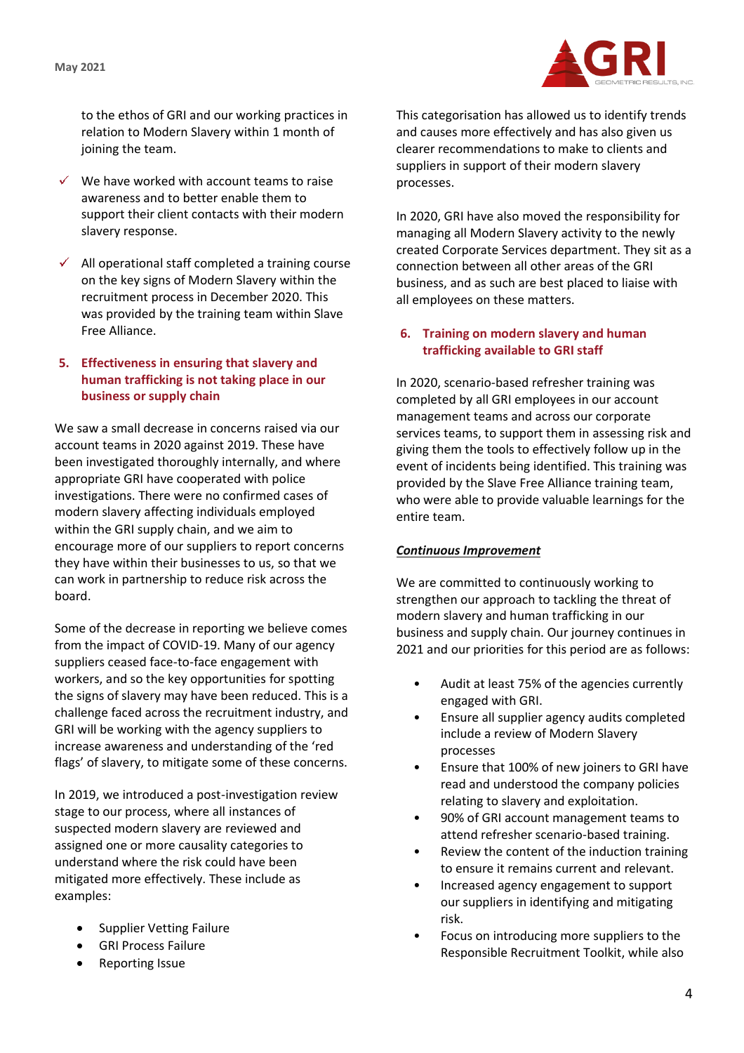to the ethos of GRI and our working practices in relation to Modern Slavery within 1 month of joining the team.

- ✓ We have worked with account teams to raise awareness and to better enable them to support their client contacts with their modern slavery response.
- ✓ All operational staff completed a training course on the key signs of Modern Slavery within the recruitment process in December 2020. This was provided by the training team within Slave Free Alliance.

## 5. Effectiveness in ensuring that slavery and human trafficking is not taking place in our business or supply chain

We saw a small decrease in concerns raised via our account teams in 2020 against 2019. These have been investigated thoroughly internally, and where appropriate GRI have cooperated with police investigations. There were no confirmed cases of modern slavery affecting individuals employed within the GRI supply chain, and we aim to encourage more of our suppliers to report concerns they have within their businesses to us, so that we can work in partnership to reduce risk across the board.

Some of the decrease in reporting we believe comes from the impact of COVID-19. Many of our agency suppliers ceased face-to-face engagement with workers, and so the key opportunities for spotting the signs of slavery may have been reduced. This is a challenge faced across the recruitment industry, and GRI will be working with the agency suppliers to increase awareness and understanding of the 'red flags' of slavery, to mitigate some of these concerns.

In 2019, we introduced a post-investigation review stage to our process, where all instances of suspected modern slavery are reviewed and assigned one or more causality categories to understand where the risk could have been mitigated more effectively. These include as examples:

- Supplier Vetting Failure
- GRI Process Failure
- Reporting Issue

This categorisation has allowed us to identify trends and causes more effectively and has also given us clearer recommendations to make to clients and suppliers in support of their modern slavery processes.

In 2020, GRI have also moved the responsibility for managing all Modern Slavery activity to the newly created Corporate Services department. They sit as a connection between all other areas of the GRI business, and as such are best placed to liaise with all employees on these matters.

## 6. Training on modern slavery and human trafficking available to GRI staff

In 2020, scenario-based refresher training was completed by all GRI employees in our account management teams and across our corporate services teams, to support them in assessing risk and giving them the tools to effectively follow up in the event of incidents being identified. This training was provided by the Slave Free Alliance training team, who were able to provide valuable learnings for the entire team.

***<u>Continuous Improvement</u>***

We are committed to continuously working to strengthen our approach to tackling the threat of modern slavery and human trafficking in our business and supply chain. Our journey continues in 2021 and our priorities for this period are as follows:

- Audit at least 75% of the agencies currently engaged with GRI.
- Ensure all supplier agency audits completed include a review of Modern Slavery processes
- Ensure that 100% of new joiners to GRI have read and understood the company policies relating to slavery and exploitation.
- 90% of GRI account management teams to attend refresher scenario-based training.
- Review the content of the induction training to ensure it remains current and relevant.
- Increased agency engagement to support our suppliers in identifying and mitigating risk.
- Focus on introducing more suppliers to the Responsible Recruitment Toolkit, while also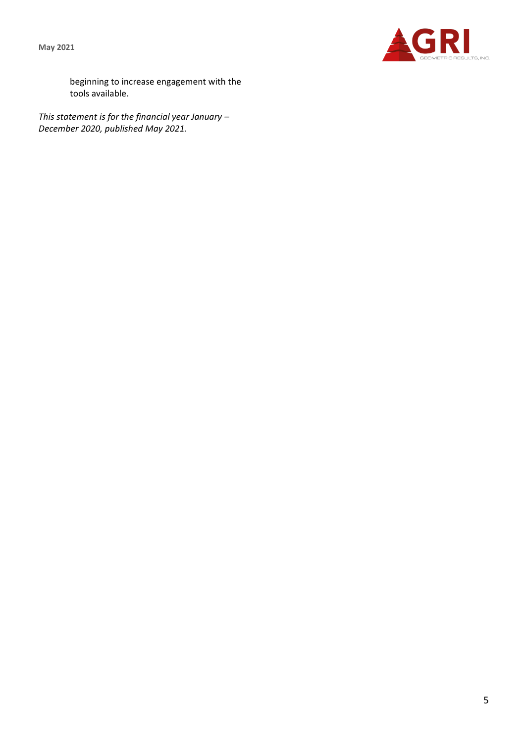beginning to increase engagement with the tools available.

*This statement is for the financial year January – December 2020, published May 2021.*